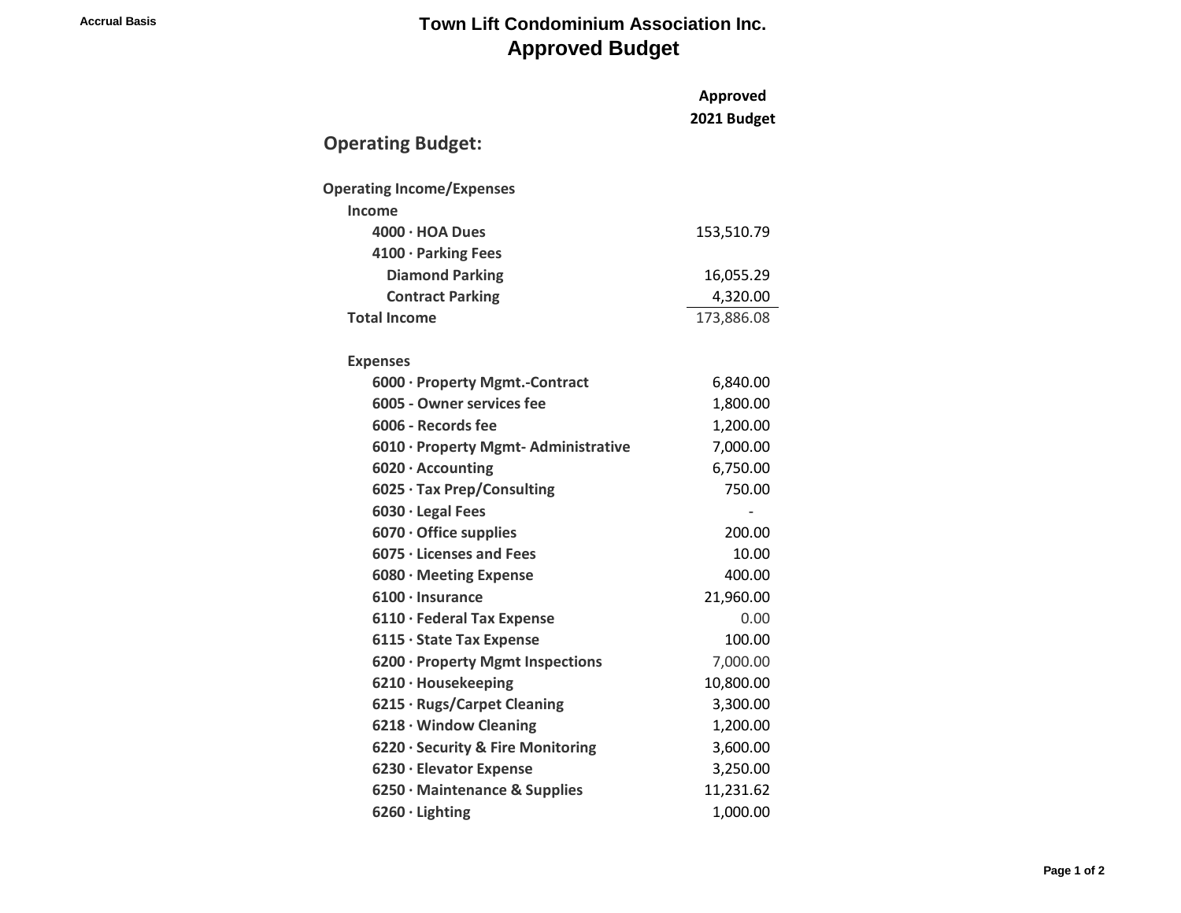Accrual Basis

# Town Lift Condominium Association Inc.
## Approved Budget

| | Approved 2021 Budget |
|---|---|
| **Operating Budget:** | |
| **Operating Income/Expenses** | |
| **Income** | |
| **4000 · HOA Dues** | 153,510.79 |
| **4100 · Parking Fees** | |
| **Diamond Parking** | 16,055.29 |
| **Contract Parking** | 4,320.00 |
| **Total Income** | 173,886.08 |
| | |
| **Expenses** | |
| **6000 · Property Mgmt.-Contract** | 6,840.00 |
| **6005 - Owner services fee** | 1,800.00 |
| **6006 - Records fee** | 1,200.00 |
| **6010 · Property Mgmt- Administrative** | 7,000.00 |
| **6020 · Accounting** | 6,750.00 |
| **6025 · Tax Prep/Consulting** | 750.00 |
| **6030 · Legal Fees** | - |
| **6070 · Office supplies** | 200.00 |
| **6075 · Licenses and Fees** | 10.00 |
| **6080 · Meeting Expense** | 400.00 |
| **6100 · Insurance** | 21,960.00 |
| **6110 · Federal Tax Expense** | 0.00 |
| **6115 · State Tax Expense** | 100.00 |
| **6200 · Property Mgmt Inspections** | 7,000.00 |
| **6210 · Housekeeping** | 10,800.00 |
| **6215 · Rugs/Carpet Cleaning** | 3,300.00 |
| **6218 · Window Cleaning** | 1,200.00 |
| **6220 · Security & Fire Monitoring** | 3,600.00 |
| **6230 · Elevator Expense** | 3,250.00 |
| **6250 · Maintenance & Supplies** | 11,231.62 |
| **6260 · Lighting** | 1,000.00 |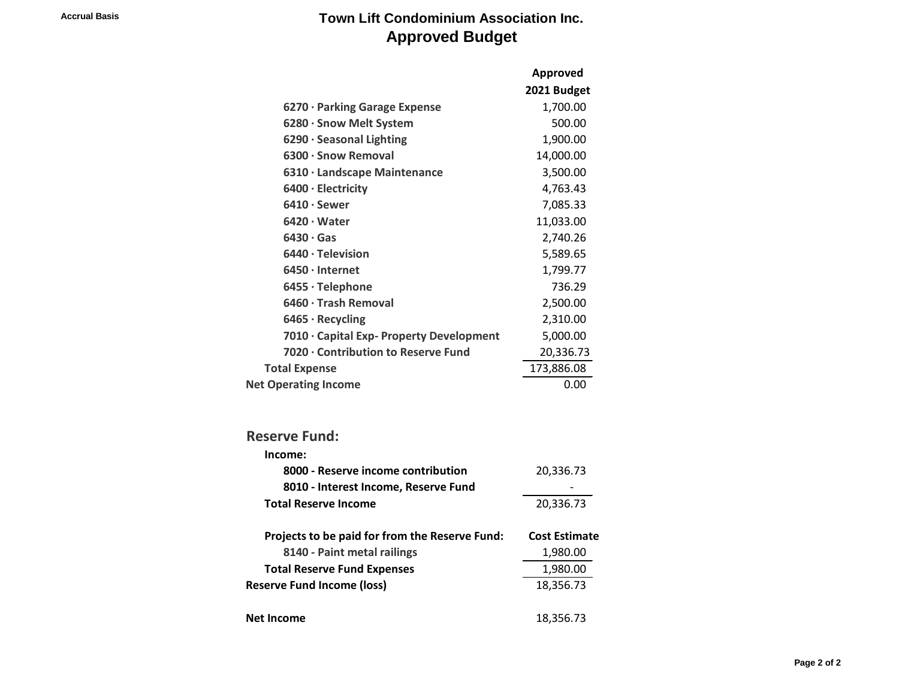Accrual Basis

# Town Lift Condominium Association Inc.
## Approved Budget

| | Approved 2021 Budget |
|---|---|
| **6270 · Parking Garage Expense** | 1,700.00 |
| **6280 · Snow Melt System** | 500.00 |
| **6290 · Seasonal Lighting** | 1,900.00 |
| **6300 · Snow Removal** | 14,000.00 |
| **6310 · Landscape Maintenance** | 3,500.00 |
| **6400 · Electricity** | 4,763.43 |
| **6410 · Sewer** | 7,085.33 |
| **6420 · Water** | 11,033.00 |
| **6430 · Gas** | 2,740.26 |
| **6440 · Television** | 5,589.65 |
| **6450 · Internet** | 1,799.77 |
| **6455 · Telephone** | 736.29 |
| **6460 · Trash Removal** | 2,500.00 |
| **6465 · Recycling** | 2,310.00 |
| **7010 · Capital Exp- Property Development** | 5,000.00 |
| **7020 · Contribution to Reserve Fund** | 20,336.73 |
| **Total Expense** | 173,886.08 |
| **Net Operating Income** | 0.00 |

## Reserve Fund:

| | |
|---|---|
| **Income:** | |
| **8000 - Reserve income contribution** | 20,336.73 |
| **8010 - Interest Income, Reserve Fund** | - |
| **Total Reserve Income** | 20,336.73 |
| | |
| **Projects to be paid for from the Reserve Fund:** | **Cost Estimate** |
| **8140 - Paint metal railings** | 1,980.00 |
| **Total Reserve Fund Expenses** | 1,980.00 |
| **Reserve Fund Income (loss)** | 18,356.73 |
| | |
| **Net Income** | 18,356.73 |